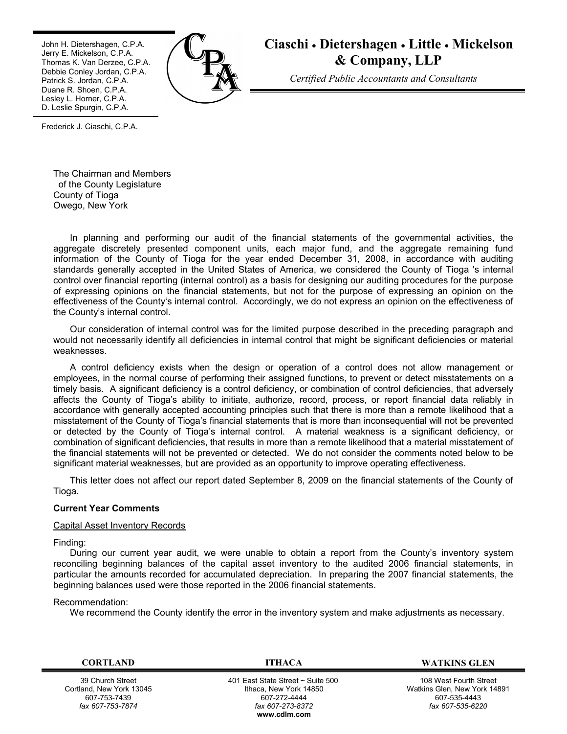John H. Dietershagen, C.P.A.
Jerry E. Mickelson, C.P.A.
Thomas K. Van Derzee, C.P.A.
Debbie Conley Jordan, C.P.A.
Patrick S. Jordan, C.P.A.
Duane R. Shoen, C.P.A.
Lesley L. Horner, C.P.A.
D. Leslie Spurgin, C.P.A.

Frederick J. Ciaschi, C.P.A.

# Ciaschi • Dietershagen • Little • Mickelson & Company, LLP

*Certified Public Accountants and Consultants*

The Chairman and Members
of the County Legislature
County of Tioga
Owego, New York

In planning and performing our audit of the financial statements of the governmental activities, the aggregate discretely presented component units, each major fund, and the aggregate remaining fund information of the County of Tioga for the year ended December 31, 2008, in accordance with auditing standards generally accepted in the United States of America, we considered the County of Tioga 's internal control over financial reporting (internal control) as a basis for designing our auditing procedures for the purpose of expressing opinions on the financial statements, but not for the purpose of expressing an opinion on the effectiveness of the County's internal control. Accordingly, we do not express an opinion on the effectiveness of the County's internal control.

Our consideration of internal control was for the limited purpose described in the preceding paragraph and would not necessarily identify all deficiencies in internal control that might be significant deficiencies or material weaknesses.

A control deficiency exists when the design or operation of a control does not allow management or employees, in the normal course of performing their assigned functions, to prevent or detect misstatements on a timely basis. A significant deficiency is a control deficiency, or combination of control deficiencies, that adversely affects the County of Tioga's ability to initiate, authorize, record, process, or report financial data reliably in accordance with generally accepted accounting principles such that there is more than a remote likelihood that a misstatement of the County of Tioga's financial statements that is more than inconsequential will not be prevented or detected by the County of Tioga's internal control. A material weakness is a significant deficiency, or combination of significant deficiencies, that results in more than a remote likelihood that a material misstatement of the financial statements will not be prevented or detected. We do not consider the comments noted below to be significant material weaknesses, but are provided as an opportunity to improve operating effectiveness.

This letter does not affect our report dated September 8, 2009 on the financial statements of the County of Tioga.

**Current Year Comments**

Capital Asset Inventory Records

Finding:

During our current year audit, we were unable to obtain a report from the County's inventory system reconciling beginning balances of the capital asset inventory to the audited 2006 financial statements, in particular the amounts recorded for accumulated depreciation. In preparing the 2007 financial statements, the beginning balances used were those reported in the 2006 financial statements.

Recommendation:

We recommend the County identify the error in the inventory system and make adjustments as necessary.

| CORTLAND | ITHACA | WATKINS GLEN |
|---|---|---|
| 39 Church Street<br>Cortland, New York 13045<br>607-753-7439<br>*fax 607-753-7874* | 401 East State Street ~ Suite 500<br>Ithaca, New York 14850<br>607-272-4444<br>*fax 607-273-8372*<br>**www.cdlm.com** | 108 West Fourth Street<br>Watkins Glen, New York 14891<br>607-535-4443<br>*fax 607-535-6220* |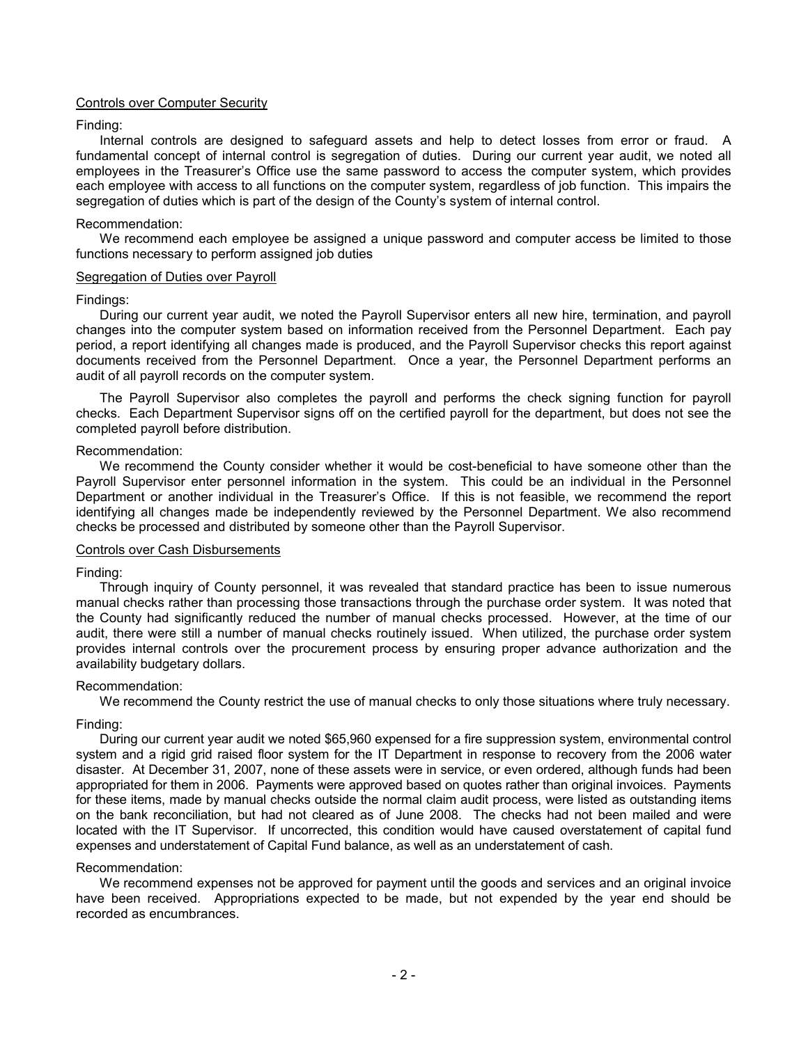## Controls over Computer Security

Finding:

Internal controls are designed to safeguard assets and help to detect losses from error or fraud. A fundamental concept of internal control is segregation of duties. During our current year audit, we noted all employees in the Treasurer's Office use the same password to access the computer system, which provides each employee with access to all functions on the computer system, regardless of job function. This impairs the segregation of duties which is part of the design of the County's system of internal control.

Recommendation:

We recommend each employee be assigned a unique password and computer access be limited to those functions necessary to perform assigned job duties

## Segregation of Duties over Payroll

Findings:

During our current year audit, we noted the Payroll Supervisor enters all new hire, termination, and payroll changes into the computer system based on information received from the Personnel Department. Each pay period, a report identifying all changes made is produced, and the Payroll Supervisor checks this report against documents received from the Personnel Department. Once a year, the Personnel Department performs an audit of all payroll records on the computer system.

The Payroll Supervisor also completes the payroll and performs the check signing function for payroll checks. Each Department Supervisor signs off on the certified payroll for the department, but does not see the completed payroll before distribution.

Recommendation:

We recommend the County consider whether it would be cost-beneficial to have someone other than the Payroll Supervisor enter personnel information in the system. This could be an individual in the Personnel Department or another individual in the Treasurer's Office. If this is not feasible, we recommend the report identifying all changes made be independently reviewed by the Personnel Department. We also recommend checks be processed and distributed by someone other than the Payroll Supervisor.

## Controls over Cash Disbursements

Finding:

Through inquiry of County personnel, it was revealed that standard practice has been to issue numerous manual checks rather than processing those transactions through the purchase order system. It was noted that the County had significantly reduced the number of manual checks processed. However, at the time of our audit, there were still a number of manual checks routinely issued. When utilized, the purchase order system provides internal controls over the procurement process by ensuring proper advance authorization and the availability budgetary dollars.

Recommendation:

We recommend the County restrict the use of manual checks to only those situations where truly necessary.

Finding:

During our current year audit we noted $65,960 expensed for a fire suppression system, environmental control system and a rigid grid raised floor system for the IT Department in response to recovery from the 2006 water disaster. At December 31, 2007, none of these assets were in service, or even ordered, although funds had been appropriated for them in 2006. Payments were approved based on quotes rather than original invoices. Payments for these items, made by manual checks outside the normal claim audit process, were listed as outstanding items on the bank reconciliation, but had not cleared as of June 2008. The checks had not been mailed and were located with the IT Supervisor. If uncorrected, this condition would have caused overstatement of capital fund expenses and understatement of Capital Fund balance, as well as an understatement of cash.

Recommendation:

We recommend expenses not be approved for payment until the goods and services and an original invoice have been received. Appropriations expected to be made, but not expended by the year end should be recorded as encumbrances.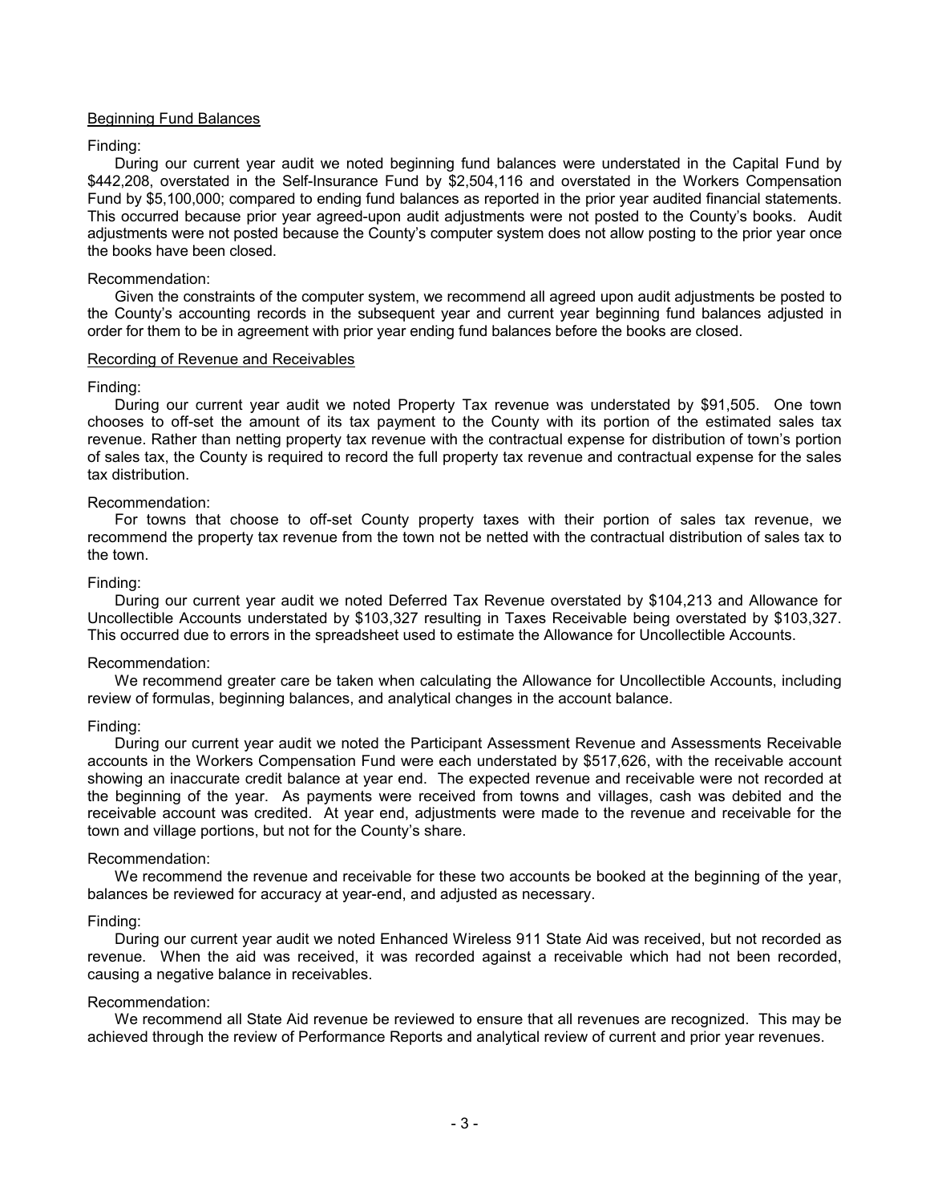### Beginning Fund Balances

Finding:

During our current year audit we noted beginning fund balances were understated in the Capital Fund by \$442,208, overstated in the Self-Insurance Fund by \$2,504,116 and overstated in the Workers Compensation Fund by \$5,100,000; compared to ending fund balances as reported in the prior year audited financial statements. This occurred because prior year agreed-upon audit adjustments were not posted to the County's books. Audit adjustments were not posted because the County's computer system does not allow posting to the prior year once the books have been closed.

Recommendation:

Given the constraints of the computer system, we recommend all agreed upon audit adjustments be posted to the County's accounting records in the subsequent year and current year beginning fund balances adjusted in order for them to be in agreement with prior year ending fund balances before the books are closed.

### Recording of Revenue and Receivables

Finding:

During our current year audit we noted Property Tax revenue was understated by \$91,505. One town chooses to off-set the amount of its tax payment to the County with its portion of the estimated sales tax revenue. Rather than netting property tax revenue with the contractual expense for distribution of town's portion of sales tax, the County is required to record the full property tax revenue and contractual expense for the sales tax distribution.

Recommendation:

For towns that choose to off-set County property taxes with their portion of sales tax revenue, we recommend the property tax revenue from the town not be netted with the contractual distribution of sales tax to the town.

Finding:

During our current year audit we noted Deferred Tax Revenue overstated by \$104,213 and Allowance for Uncollectible Accounts understated by \$103,327 resulting in Taxes Receivable being overstated by \$103,327. This occurred due to errors in the spreadsheet used to estimate the Allowance for Uncollectible Accounts.

Recommendation:

We recommend greater care be taken when calculating the Allowance for Uncollectible Accounts, including review of formulas, beginning balances, and analytical changes in the account balance.

Finding:

During our current year audit we noted the Participant Assessment Revenue and Assessments Receivable accounts in the Workers Compensation Fund were each understated by \$517,626, with the receivable account showing an inaccurate credit balance at year end. The expected revenue and receivable were not recorded at the beginning of the year. As payments were received from towns and villages, cash was debited and the receivable account was credited. At year end, adjustments were made to the revenue and receivable for the town and village portions, but not for the County's share.

Recommendation:

We recommend the revenue and receivable for these two accounts be booked at the beginning of the year, balances be reviewed for accuracy at year-end, and adjusted as necessary.

Finding:

During our current year audit we noted Enhanced Wireless 911 State Aid was received, but not recorded as revenue. When the aid was received, it was recorded against a receivable which had not been recorded, causing a negative balance in receivables.

Recommendation:

We recommend all State Aid revenue be reviewed to ensure that all revenues are recognized. This may be achieved through the review of Performance Reports and analytical review of current and prior year revenues.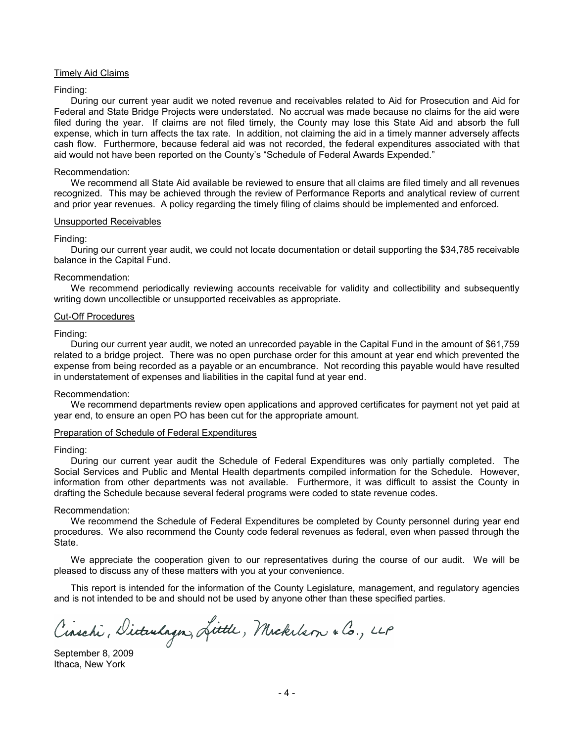### Timely Aid Claims

Finding:

During our current year audit we noted revenue and receivables related to Aid for Prosecution and Aid for Federal and State Bridge Projects were understated. No accrual was made because no claims for the aid were filed during the year. If claims are not filed timely, the County may lose this State Aid and absorb the full expense, which in turn affects the tax rate. In addition, not claiming the aid in a timely manner adversely affects cash flow. Furthermore, because federal aid was not recorded, the federal expenditures associated with that aid would not have been reported on the County's "Schedule of Federal Awards Expended."

Recommendation:

We recommend all State Aid available be reviewed to ensure that all claims are filed timely and all revenues recognized. This may be achieved through the review of Performance Reports and analytical review of current and prior year revenues. A policy regarding the timely filing of claims should be implemented and enforced.

### Unsupported Receivables

Finding:

During our current year audit, we could not locate documentation or detail supporting the $34,785 receivable balance in the Capital Fund.

Recommendation:

We recommend periodically reviewing accounts receivable for validity and collectibility and subsequently writing down uncollectible or unsupported receivables as appropriate.

### Cut-Off Procedures

Finding:

During our current year audit, we noted an unrecorded payable in the Capital Fund in the amount of $61,759 related to a bridge project. There was no open purchase order for this amount at year end which prevented the expense from being recorded as a payable or an encumbrance. Not recording this payable would have resulted in understatement of expenses and liabilities in the capital fund at year end.

Recommendation:

We recommend departments review open applications and approved certificates for payment not yet paid at year end, to ensure an open PO has been cut for the appropriate amount.

### Preparation of Schedule of Federal Expenditures

Finding:

During our current year audit the Schedule of Federal Expenditures was only partially completed. The Social Services and Public and Mental Health departments compiled information for the Schedule. However, information from other departments was not available. Furthermore, it was difficult to assist the County in drafting the Schedule because several federal programs were coded to state revenue codes.

Recommendation:

We recommend the Schedule of Federal Expenditures be completed by County personnel during year end procedures. We also recommend the County code federal revenues as federal, even when passed through the State.

We appreciate the cooperation given to our representatives during the course of our audit. We will be pleased to discuss any of these matters with you at your convenience.

This report is intended for the information of the County Legislature, management, and regulatory agencies and is not intended to be and should not be used by anyone other than these specified parties.

Ciaschi, Dietershagen, Little, Mickelson & Co., LLP

September 8, 2009
Ithaca, New York